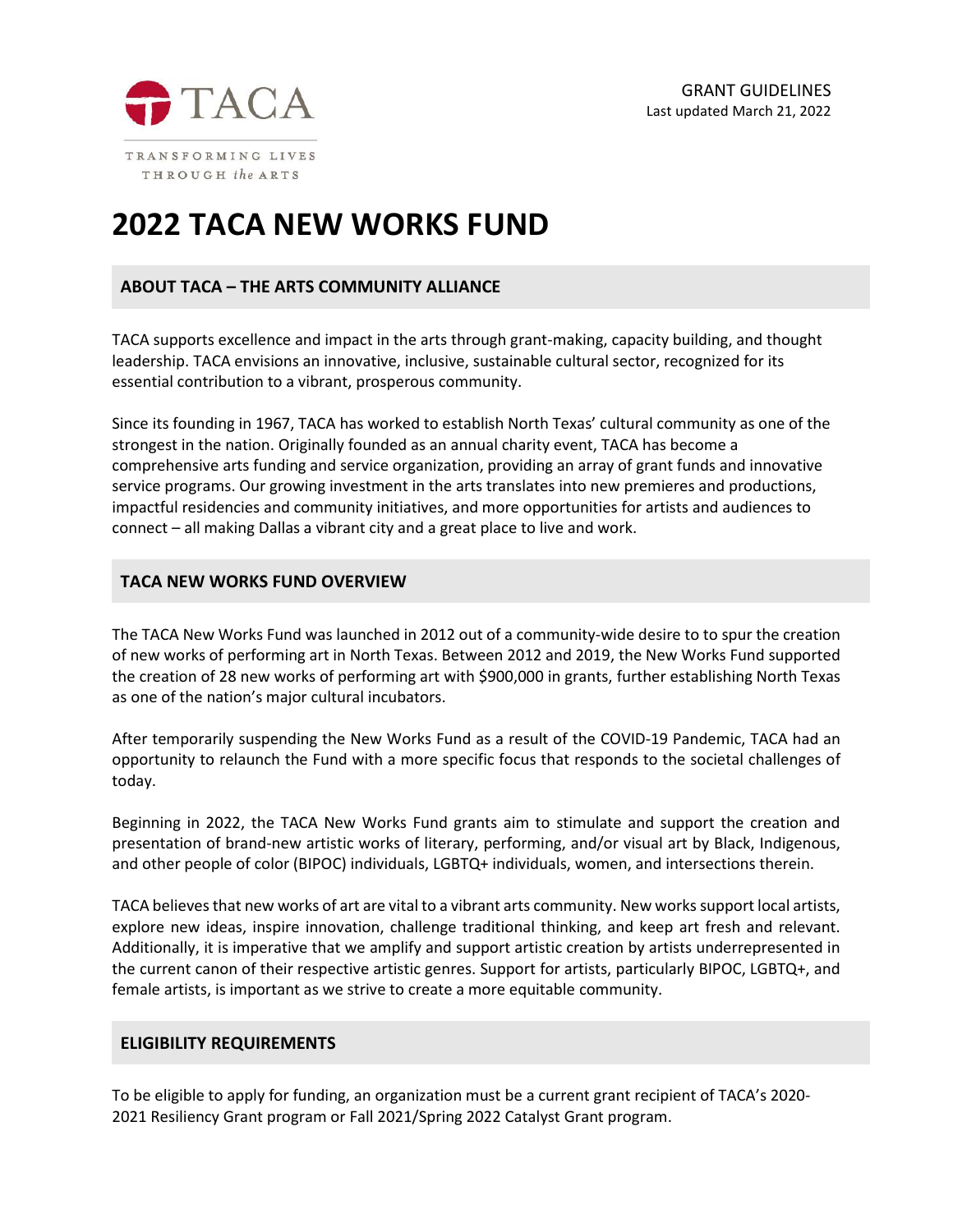TACA

TRANSFORMING LIVES THROUGH *the* ARTS

GRANT GUIDELINES
Last updated March 21, 2022

# 2022 TACA NEW WORKS FUND

## ABOUT TACA – THE ARTS COMMUNITY ALLIANCE

TACA supports excellence and impact in the arts through grant-making, capacity building, and thought leadership. TACA envisions an innovative, inclusive, sustainable cultural sector, recognized for its essential contribution to a vibrant, prosperous community.

Since its founding in 1967, TACA has worked to establish North Texas' cultural community as one of the strongest in the nation. Originally founded as an annual charity event, TACA has become a comprehensive arts funding and service organization, providing an array of grant funds and innovative service programs. Our growing investment in the arts translates into new premieres and productions, impactful residencies and community initiatives, and more opportunities for artists and audiences to connect – all making Dallas a vibrant city and a great place to live and work.

## TACA NEW WORKS FUND OVERVIEW

The TACA New Works Fund was launched in 2012 out of a community-wide desire to to spur the creation of new works of performing art in North Texas. Between 2012 and 2019, the New Works Fund supported the creation of 28 new works of performing art with $900,000 in grants, further establishing North Texas as one of the nation's major cultural incubators.

After temporarily suspending the New Works Fund as a result of the COVID-19 Pandemic, TACA had an opportunity to relaunch the Fund with a more specific focus that responds to the societal challenges of today.

Beginning in 2022, the TACA New Works Fund grants aim to stimulate and support the creation and presentation of brand-new artistic works of literary, performing, and/or visual art by Black, Indigenous, and other people of color (BIPOC) individuals, LGBTQ+ individuals, women, and intersections therein.

TACA believes that new works of art are vital to a vibrant arts community. New works support local artists, explore new ideas, inspire innovation, challenge traditional thinking, and keep art fresh and relevant. Additionally, it is imperative that we amplify and support artistic creation by artists underrepresented in the current canon of their respective artistic genres. Support for artists, particularly BIPOC, LGBTQ+, and female artists, is important as we strive to create a more equitable community.

## ELIGIBILITY REQUIREMENTS

To be eligible to apply for funding, an organization must be a current grant recipient of TACA's 2020-2021 Resiliency Grant program or Fall 2021/Spring 2022 Catalyst Grant program.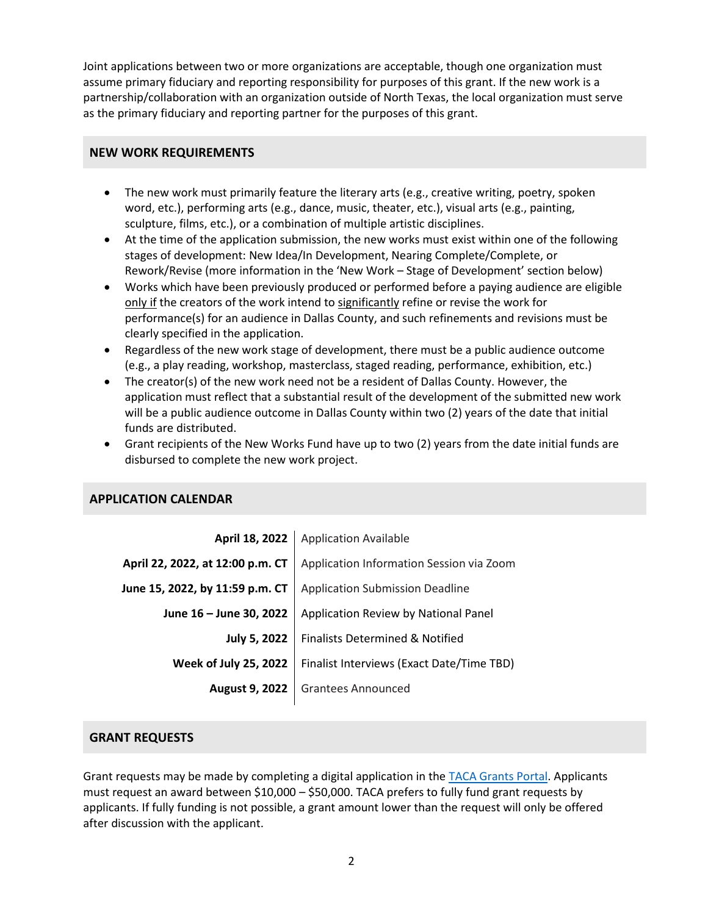Joint applications between two or more organizations are acceptable, though one organization must assume primary fiduciary and reporting responsibility for purposes of this grant. If the new work is a partnership/collaboration with an organization outside of North Texas, the local organization must serve as the primary fiduciary and reporting partner for the purposes of this grant.

## NEW WORK REQUIREMENTS

- The new work must primarily feature the literary arts (e.g., creative writing, poetry, spoken word, etc.), performing arts (e.g., dance, music, theater, etc.), visual arts (e.g., painting, sculpture, films, etc.), or a combination of multiple artistic disciplines.
- At the time of the application submission, the new works must exist within one of the following stages of development: New Idea/In Development, Nearing Complete/Complete, or Rework/Revise (more information in the 'New Work – Stage of Development' section below)
- Works which have been previously produced or performed before a paying audience are eligible only if the creators of the work intend to significantly refine or revise the work for performance(s) for an audience in Dallas County, and such refinements and revisions must be clearly specified in the application.
- Regardless of the new work stage of development, there must be a public audience outcome (e.g., a play reading, workshop, masterclass, staged reading, performance, exhibition, etc.)
- The creator(s) of the new work need not be a resident of Dallas County. However, the application must reflect that a substantial result of the development of the submitted new work will be a public audience outcome in Dallas County within two (2) years of the date that initial funds are distributed.
- Grant recipients of the New Works Fund have up to two (2) years from the date initial funds are disbursed to complete the new work project.

## APPLICATION CALENDAR

| Date | Event |
|---|---|
| **April 18, 2022** | Application Available |
| **April 22, 2022, at 12:00 p.m. CT** | Application Information Session via Zoom |
| **June 15, 2022, by 11:59 p.m. CT** | Application Submission Deadline |
| **June 16 – June 30, 2022** | Application Review by National Panel |
| **July 5, 2022** | Finalists Determined & Notified |
| **Week of July 25, 2022** | Finalist Interviews (Exact Date/Time TBD) |
| **August 9, 2022** | Grantees Announced |

## GRANT REQUESTS

Grant requests may be made by completing a digital application in the TACA Grants Portal. Applicants must request an award between $10,000 – $50,000. TACA prefers to fully fund grant requests by applicants. If fully funding is not possible, a grant amount lower than the request will only be offered after discussion with the applicant.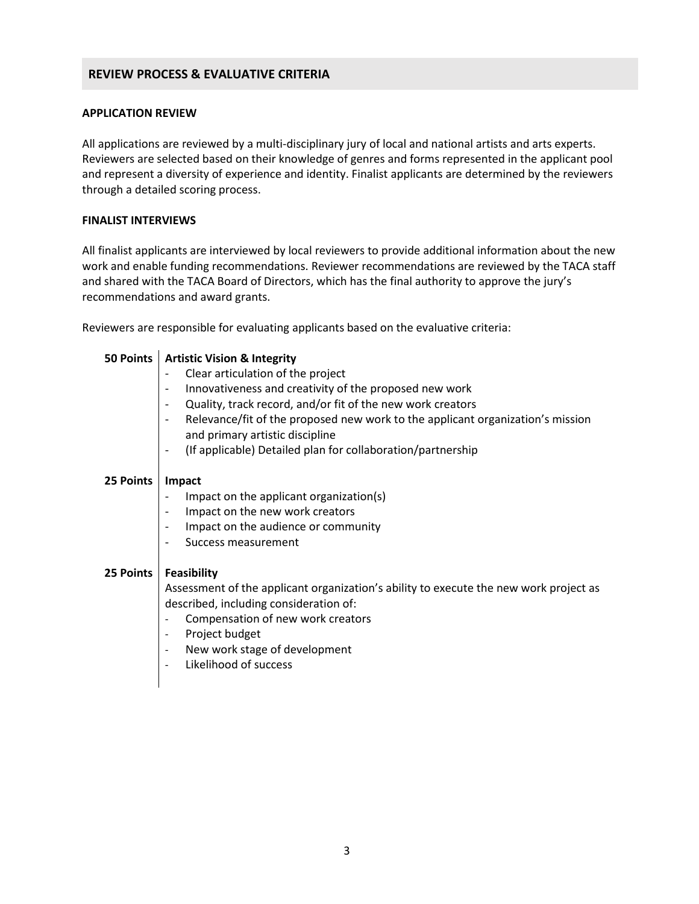## REVIEW PROCESS & EVALUATIVE CRITERIA

### APPLICATION REVIEW

All applications are reviewed by a multi-disciplinary jury of local and national artists and arts experts. Reviewers are selected based on their knowledge of genres and forms represented in the applicant pool and represent a diversity of experience and identity. Finalist applicants are determined by the reviewers through a detailed scoring process.

### FINALIST INTERVIEWS

All finalist applicants are interviewed by local reviewers to provide additional information about the new work and enable funding recommendations. Reviewer recommendations are reviewed by the TACA staff and shared with the TACA Board of Directors, which has the final authority to approve the jury's recommendations and award grants.

Reviewers are responsible for evaluating applicants based on the evaluative criteria:

**50 Points** | **Artistic Vision & Integrity**

- Clear articulation of the project
- Innovativeness and creativity of the proposed new work
- Quality, track record, and/or fit of the new work creators
- Relevance/fit of the proposed new work to the applicant organization's mission and primary artistic discipline
- (If applicable) Detailed plan for collaboration/partnership

**25 Points** | **Impact**

- Impact on the applicant organization(s)
- Impact on the new work creators
- Impact on the audience or community
- Success measurement

**25 Points** | **Feasibility**

Assessment of the applicant organization's ability to execute the new work project as described, including consideration of:

- Compensation of new work creators
- Project budget
- New work stage of development
- Likelihood of success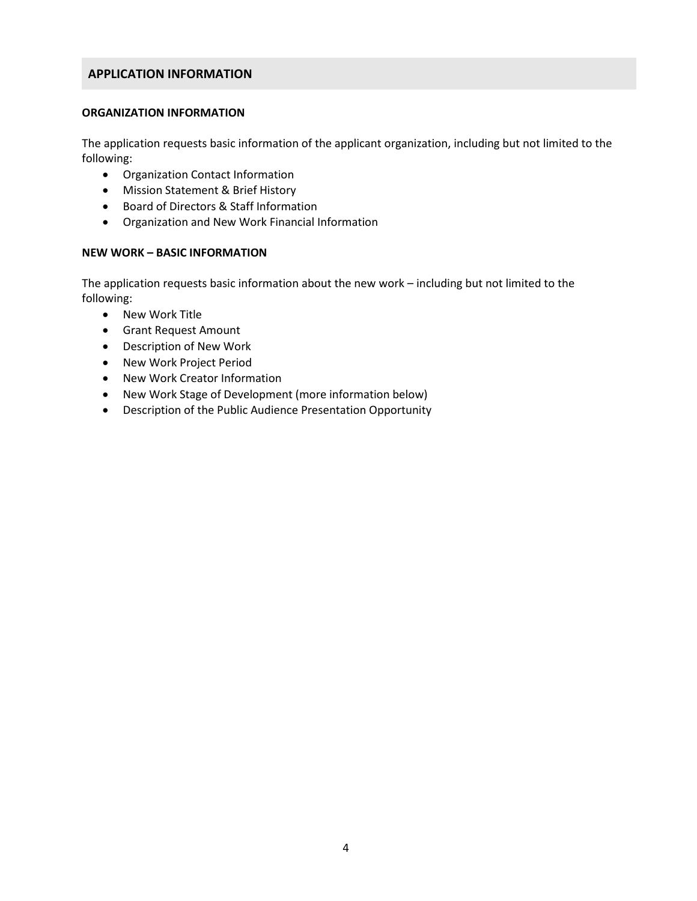## APPLICATION INFORMATION

### ORGANIZATION INFORMATION

The application requests basic information of the applicant organization, including but not limited to the following:

- Organization Contact Information
- Mission Statement & Brief History
- Board of Directors & Staff Information
- Organization and New Work Financial Information

### NEW WORK – BASIC INFORMATION

The application requests basic information about the new work – including but not limited to the following:

- New Work Title
- Grant Request Amount
- Description of New Work
- New Work Project Period
- New Work Creator Information
- New Work Stage of Development (more information below)
- Description of the Public Audience Presentation Opportunity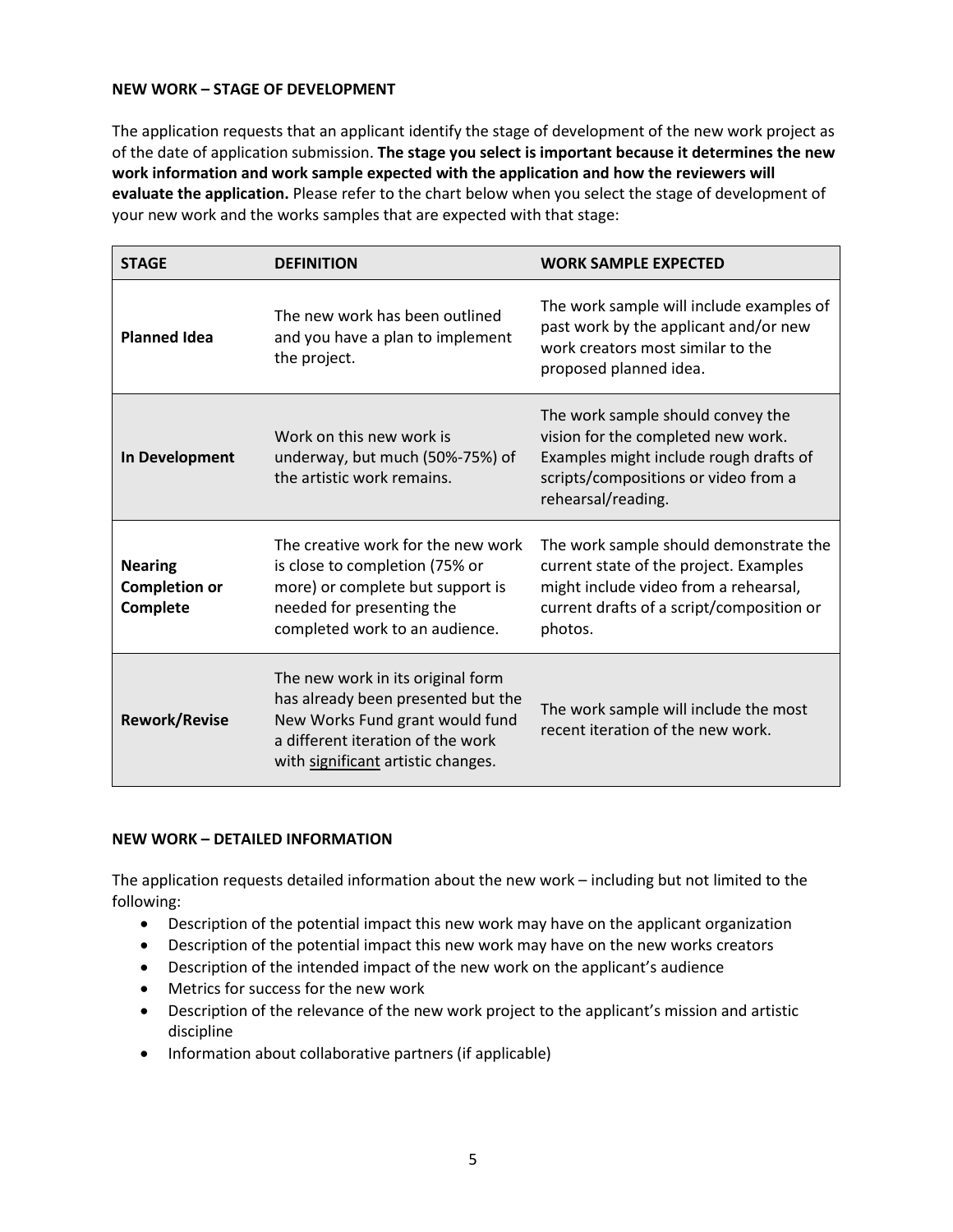**NEW WORK – STAGE OF DEVELOPMENT**

The application requests that an applicant identify the stage of development of the new work project as of the date of application submission. **The stage you select is important because it determines the new work information and work sample expected with the application and how the reviewers will evaluate the application.** Please refer to the chart below when you select the stage of development of your new work and the works samples that are expected with that stage:

| STAGE | DEFINITION | WORK SAMPLE EXPECTED |
|---|---|---|
| **Planned Idea** | The new work has been outlined and you have a plan to implement the project. | The work sample will include examples of past work by the applicant and/or new work creators most similar to the proposed planned idea. |
| **In Development** | Work on this new work is underway, but much (50%-75%) of the artistic work remains. | The work sample should convey the vision for the completed new work. Examples might include rough drafts of scripts/compositions or video from a rehearsal/reading. |
| **Nearing Completion or Complete** | The creative work for the new work is close to completion (75% or more) or complete but support is needed for presenting the completed work to an audience. | The work sample should demonstrate the current state of the project. Examples might include video from a rehearsal, current drafts of a script/composition or photos. |
| **Rework/Revise** | The new work in its original form has already been presented but the New Works Fund grant would fund a different iteration of the work with <u>significant</u> artistic changes. | The work sample will include the most recent iteration of the new work. |

**NEW WORK – DETAILED INFORMATION**

The application requests detailed information about the new work – including but not limited to the following:

- Description of the potential impact this new work may have on the applicant organization
- Description of the potential impact this new work may have on the new works creators
- Description of the intended impact of the new work on the applicant's audience
- Metrics for success for the new work
- Description of the relevance of the new work project to the applicant's mission and artistic discipline
- Information about collaborative partners (if applicable)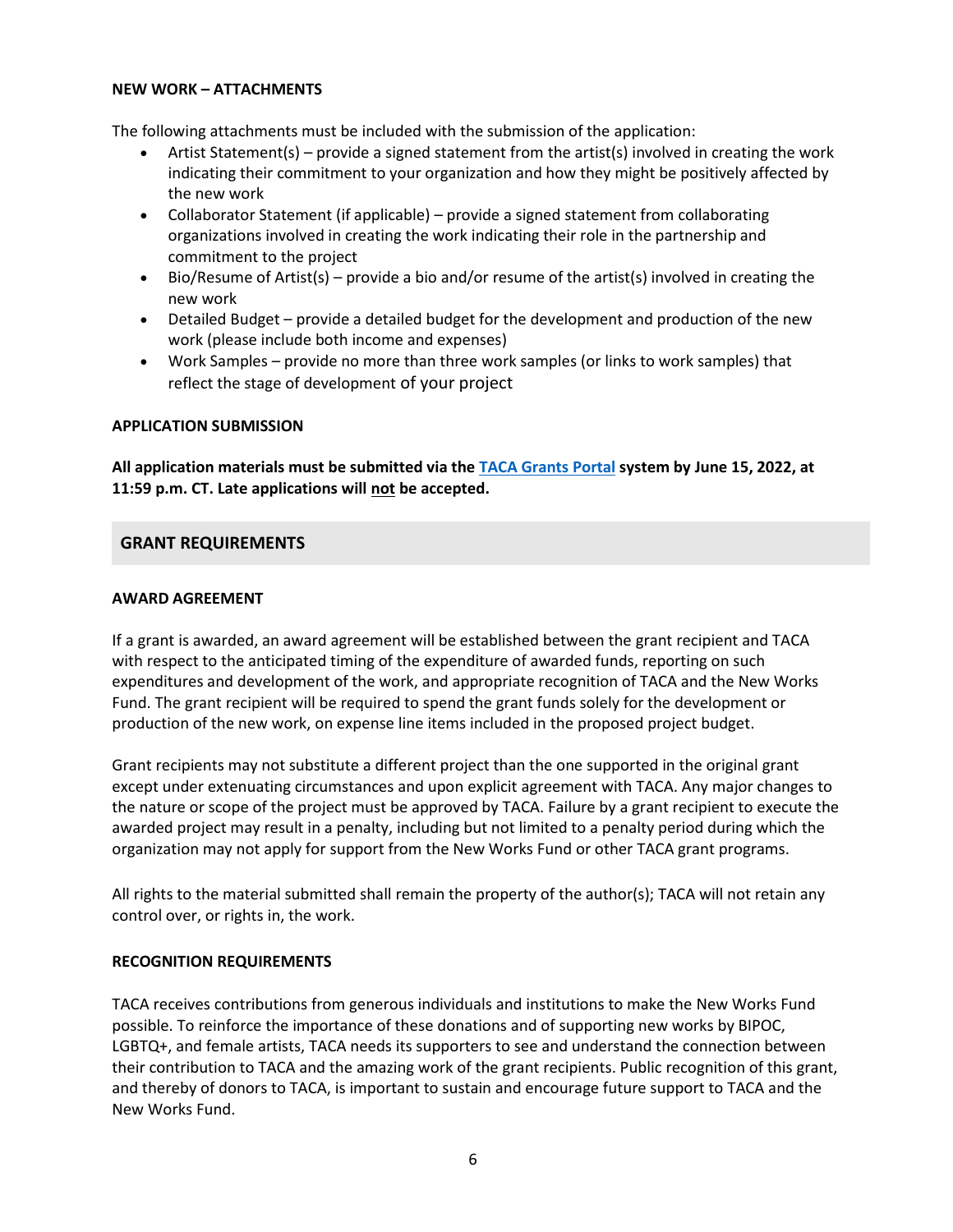**NEW WORK – ATTACHMENTS**

The following attachments must be included with the submission of the application:

- Artist Statement(s) – provide a signed statement from the artist(s) involved in creating the work indicating their commitment to your organization and how they might be positively affected by the new work
- Collaborator Statement (if applicable) – provide a signed statement from collaborating organizations involved in creating the work indicating their role in the partnership and commitment to the project
- Bio/Resume of Artist(s) – provide a bio and/or resume of the artist(s) involved in creating the new work
- Detailed Budget – provide a detailed budget for the development and production of the new work (please include both income and expenses)
- Work Samples – provide no more than three work samples (or links to work samples) that reflect the stage of development of your project

**APPLICATION SUBMISSION**

**All application materials must be submitted via the [TACA Grants Portal] system by June 15, 2022, at 11:59 p.m. CT. Late applications will <u>not</u> be accepted.**

## GRANT REQUIREMENTS

**AWARD AGREEMENT**

If a grant is awarded, an award agreement will be established between the grant recipient and TACA with respect to the anticipated timing of the expenditure of awarded funds, reporting on such expenditures and development of the work, and appropriate recognition of TACA and the New Works Fund. The grant recipient will be required to spend the grant funds solely for the development or production of the new work, on expense line items included in the proposed project budget.

Grant recipients may not substitute a different project than the one supported in the original grant except under extenuating circumstances and upon explicit agreement with TACA. Any major changes to the nature or scope of the project must be approved by TACA. Failure by a grant recipient to execute the awarded project may result in a penalty, including but not limited to a penalty period during which the organization may not apply for support from the New Works Fund or other TACA grant programs.

All rights to the material submitted shall remain the property of the author(s); TACA will not retain any control over, or rights in, the work.

**RECOGNITION REQUIREMENTS**

TACA receives contributions from generous individuals and institutions to make the New Works Fund possible. To reinforce the importance of these donations and of supporting new works by BIPOC, LGBTQ+, and female artists, TACA needs its supporters to see and understand the connection between their contribution to TACA and the amazing work of the grant recipients. Public recognition of this grant, and thereby of donors to TACA, is important to sustain and encourage future support to TACA and the New Works Fund.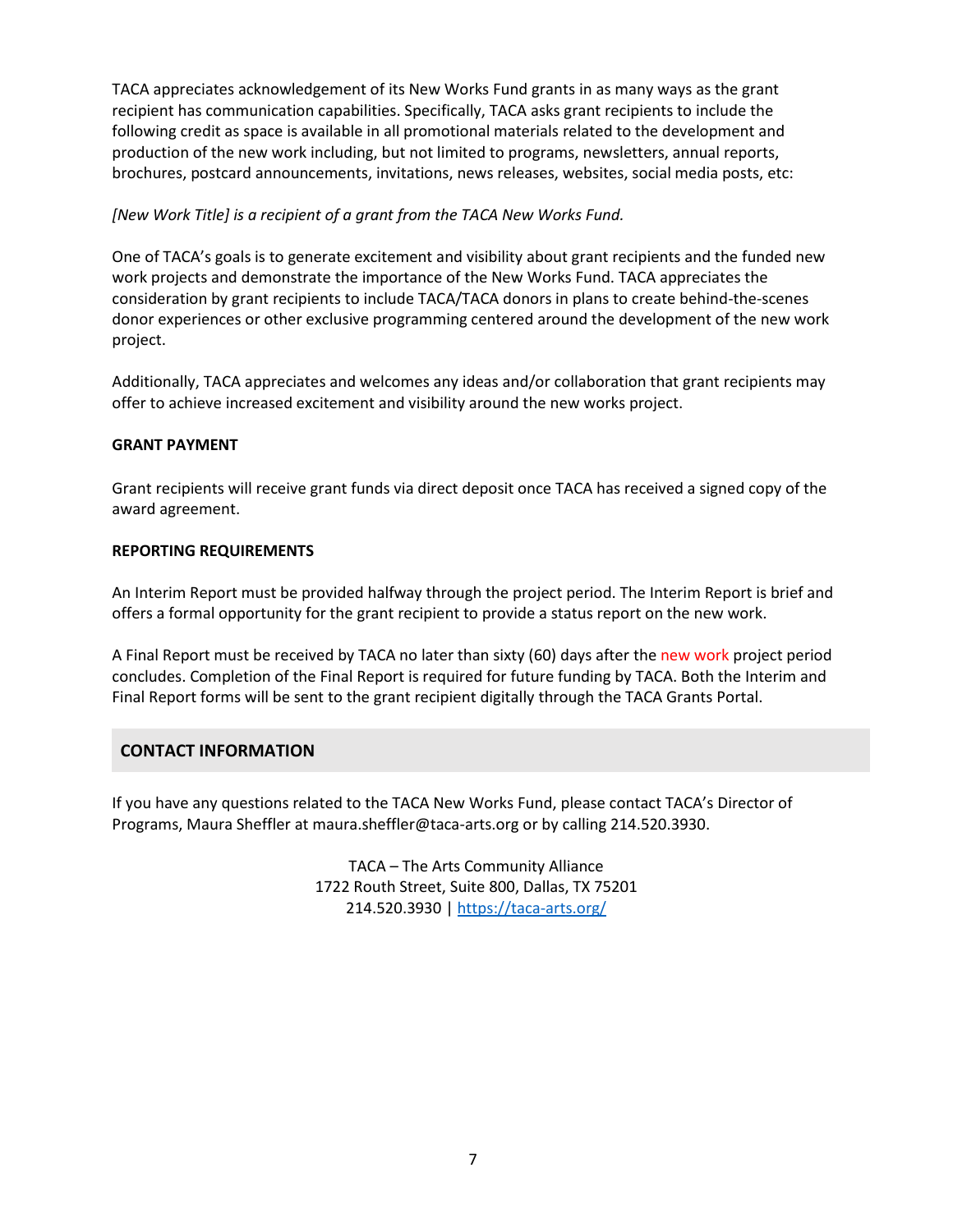TACA appreciates acknowledgement of its New Works Fund grants in as many ways as the grant recipient has communication capabilities. Specifically, TACA asks grant recipients to include the following credit as space is available in all promotional materials related to the development and production of the new work including, but not limited to programs, newsletters, annual reports, brochures, postcard announcements, invitations, news releases, websites, social media posts, etc:

*[New Work Title] is a recipient of a grant from the TACA New Works Fund.*

One of TACA's goals is to generate excitement and visibility about grant recipients and the funded new work projects and demonstrate the importance of the New Works Fund. TACA appreciates the consideration by grant recipients to include TACA/TACA donors in plans to create behind-the-scenes donor experiences or other exclusive programming centered around the development of the new work project.

Additionally, TACA appreciates and welcomes any ideas and/or collaboration that grant recipients may offer to achieve increased excitement and visibility around the new works project.

**GRANT PAYMENT**

Grant recipients will receive grant funds via direct deposit once TACA has received a signed copy of the award agreement.

**REPORTING REQUIREMENTS**

An Interim Report must be provided halfway through the project period. The Interim Report is brief and offers a formal opportunity for the grant recipient to provide a status report on the new work.

A Final Report must be received by TACA no later than sixty (60) days after the new work project period concludes. Completion of the Final Report is required for future funding by TACA. Both the Interim and Final Report forms will be sent to the grant recipient digitally through the TACA Grants Portal.

## CONTACT INFORMATION

If you have any questions related to the TACA New Works Fund, please contact TACA's Director of Programs, Maura Sheffler at maura.sheffler@taca-arts.org or by calling 214.520.3930.

TACA – The Arts Community Alliance
1722 Routh Street, Suite 800, Dallas, TX 75201
214.520.3930 | https://taca-arts.org/